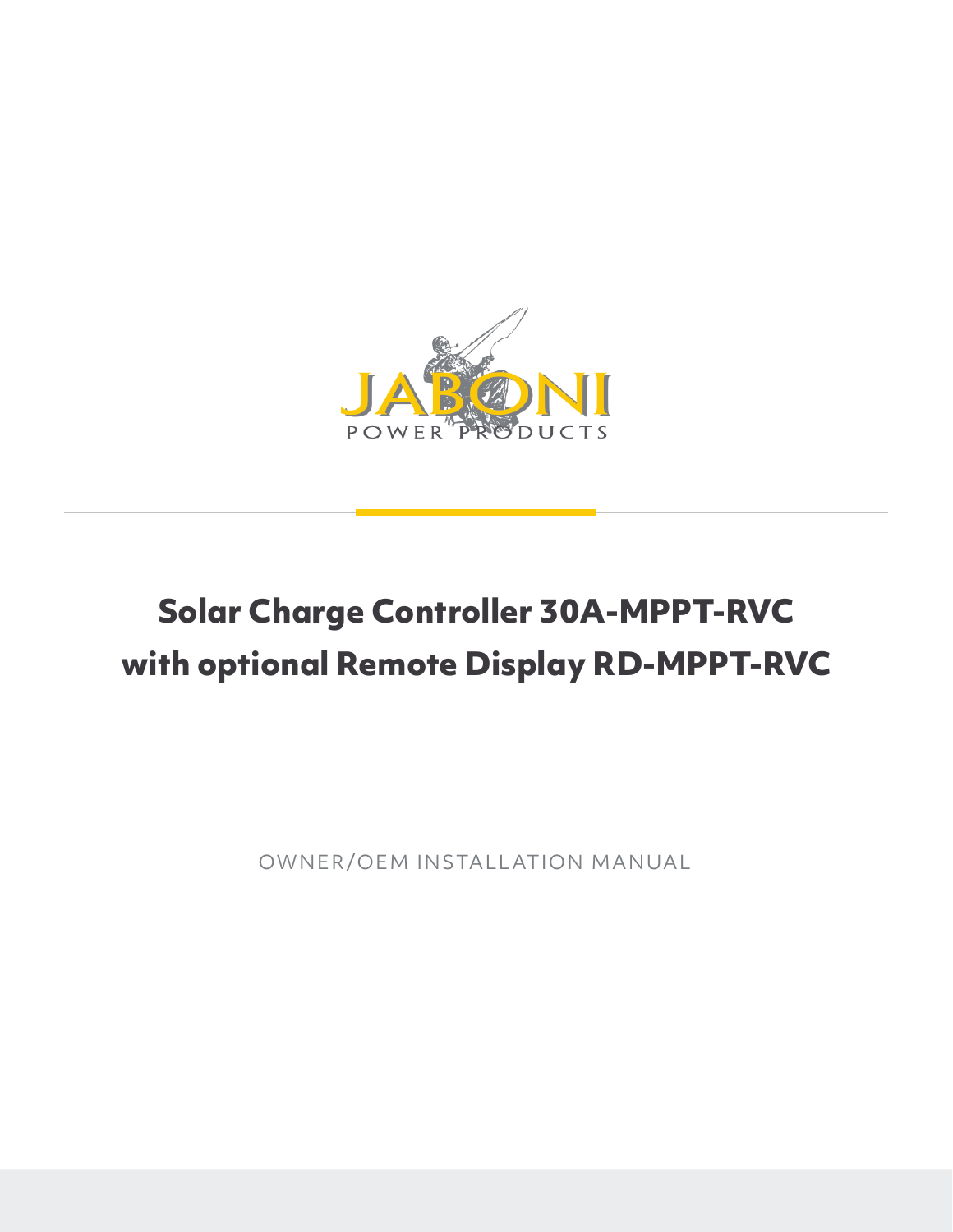JABONI

POWER PRODUCTS

# Solar Charge Controller 30A-MPPT-RVC with optional Remote Display RD-MPPT-RVC

OWNER/OEM INSTALLATION MANUAL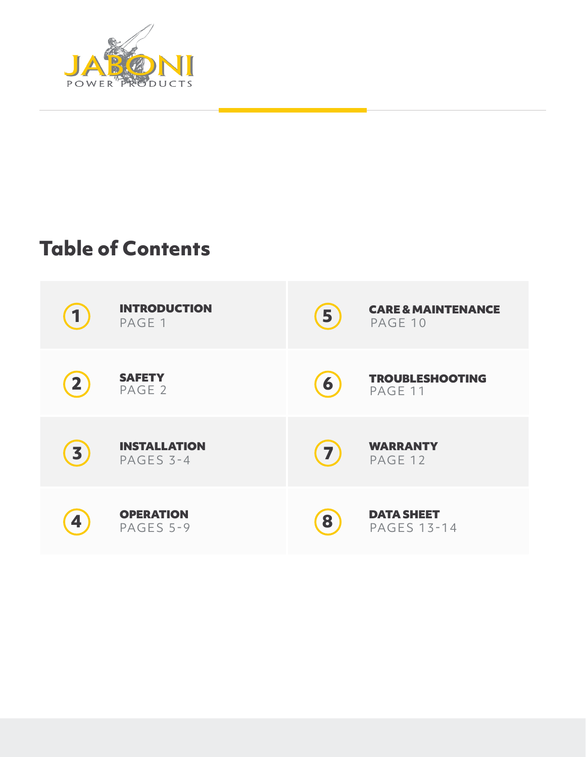JABONI

POWER PRODUCTS

## Table of Contents

| | | | |
|---|---|---|---|
| 1 | **INTRODUCTION** PAGE 1 | 5 | **CARE & MAINTENANCE** PAGE 10 |
| 2 | **SAFETY** PAGE 2 | 6 | **TROUBLESHOOTING** PAGE 11 |
| 3 | **INSTALLATION** PAGES 3-4 | 7 | **WARRANTY** PAGE 12 |
| 4 | **OPERATION** PAGES 5-9 | 8 | **DATA SHEET** PAGES 13-14 |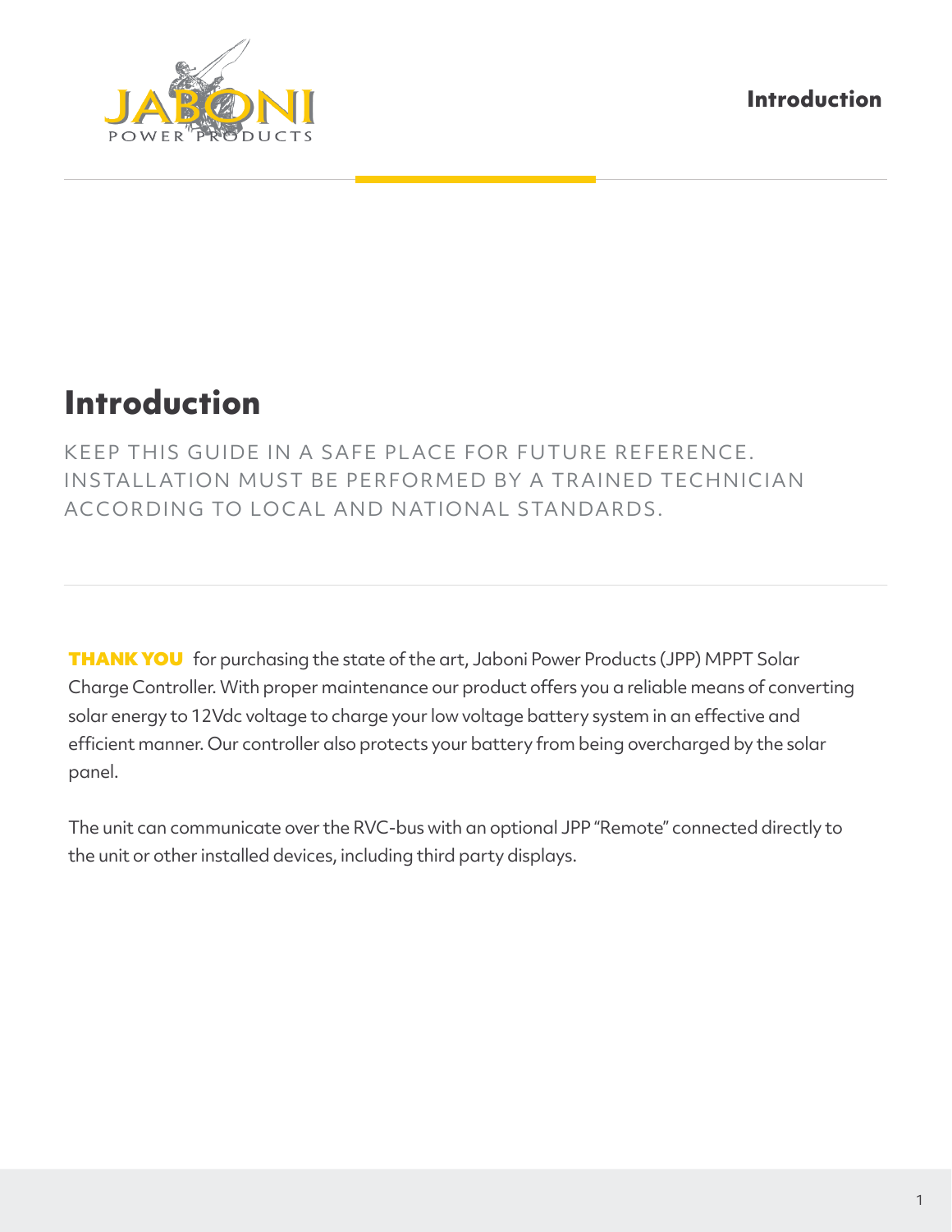# Introduction

KEEP THIS GUIDE IN A SAFE PLACE FOR FUTURE REFERENCE. INSTALLATION MUST BE PERFORMED BY A TRAINED TECHNICIAN ACCORDING TO LOCAL AND NATIONAL STANDARDS.

**THANK YOU** for purchasing the state of the art, Jaboni Power Products (JPP) MPPT Solar Charge Controller. With proper maintenance our product offers you a reliable means of converting solar energy to 12Vdc voltage to charge your low voltage battery system in an effective and efficient manner. Our controller also protects your battery from being overcharged by the solar panel.

The unit can communicate over the RVC-bus with an optional JPP "Remote" connected directly to the unit or other installed devices, including third party displays.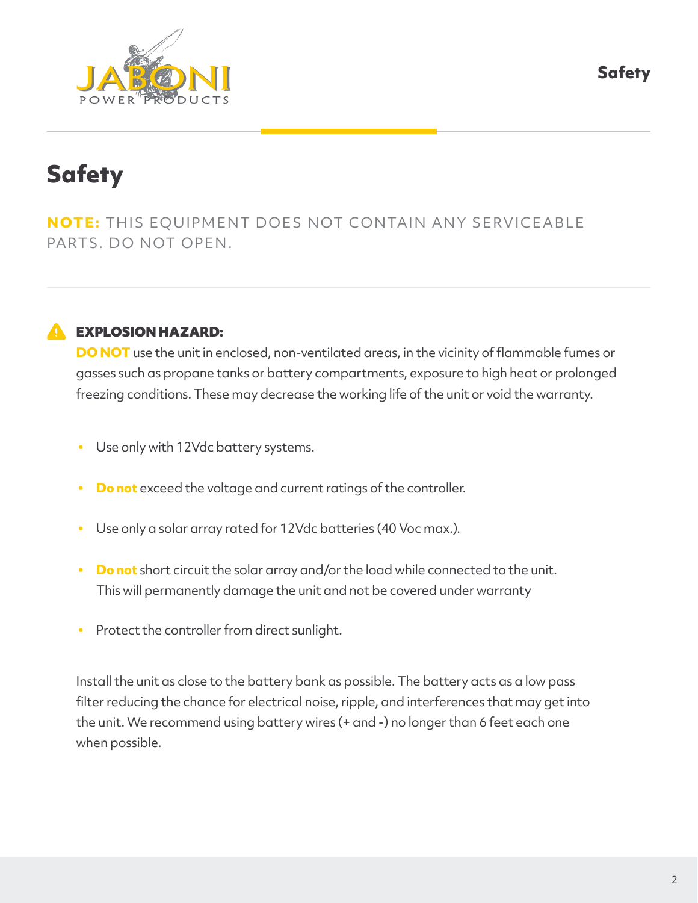# Safety

**NOTE:** THIS EQUIPMENT DOES NOT CONTAIN ANY SERVICEABLE PARTS. DO NOT OPEN.

**EXPLOSION HAZARD:**
**DO NOT** use the unit in enclosed, non-ventilated areas, in the vicinity of flammable fumes or gasses such as propane tanks or battery compartments, exposure to high heat or prolonged freezing conditions. These may decrease the working life of the unit or void the warranty.

- Use only with 12Vdc battery systems.
- **Do not** exceed the voltage and current ratings of the controller.
- Use only a solar array rated for 12Vdc batteries (40 Voc max.).
- **Do not** short circuit the solar array and/or the load while connected to the unit. This will permanently damage the unit and not be covered under warranty
- Protect the controller from direct sunlight.

Install the unit as close to the battery bank as possible. The battery acts as a low pass filter reducing the chance for electrical noise, ripple, and interferences that may get into the unit. We recommend using battery wires (+ and -) no longer than 6 feet each one when possible.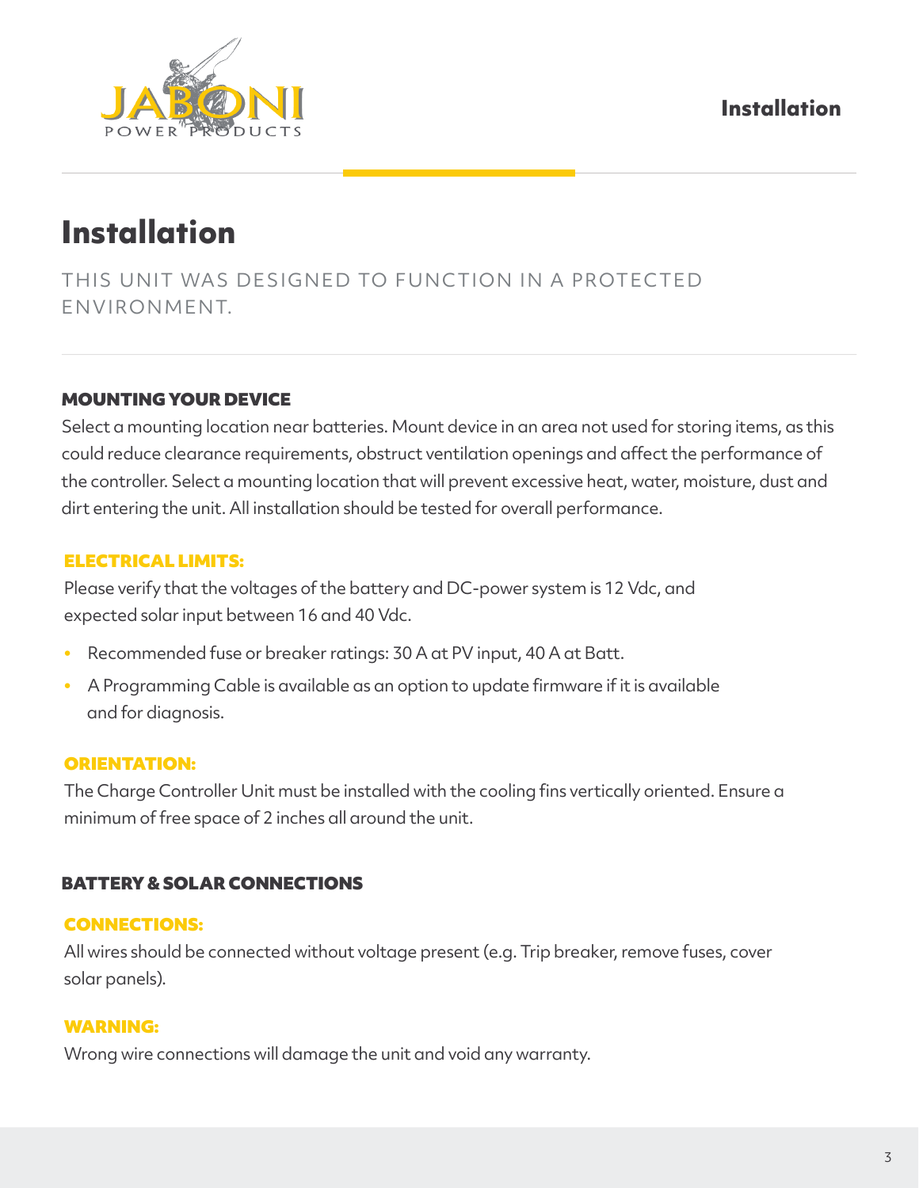# Installation

THIS UNIT WAS DESIGNED TO FUNCTION IN A PROTECTED ENVIRONMENT.

## MOUNTING YOUR DEVICE

Select a mounting location near batteries. Mount device in an area not used for storing items, as this could reduce clearance requirements, obstruct ventilation openings and affect the performance of the controller. Select a mounting location that will prevent excessive heat, water, moisture, dust and dirt entering the unit. All installation should be tested for overall performance.

### ELECTRICAL LIMITS:

Please verify that the voltages of the battery and DC-power system is 12 Vdc, and expected solar input between 16 and 40 Vdc.

- Recommended fuse or breaker ratings: 30 A at PV input, 40 A at Batt.
- A Programming Cable is available as an option to update firmware if it is available and for diagnosis.

### ORIENTATION:

The Charge Controller Unit must be installed with the cooling fins vertically oriented. Ensure a minimum of free space of 2 inches all around the unit.

## BATTERY & SOLAR CONNECTIONS

### CONNECTIONS:

All wires should be connected without voltage present (e.g. Trip breaker, remove fuses, cover solar panels).

### WARNING:

Wrong wire connections will damage the unit and void any warranty.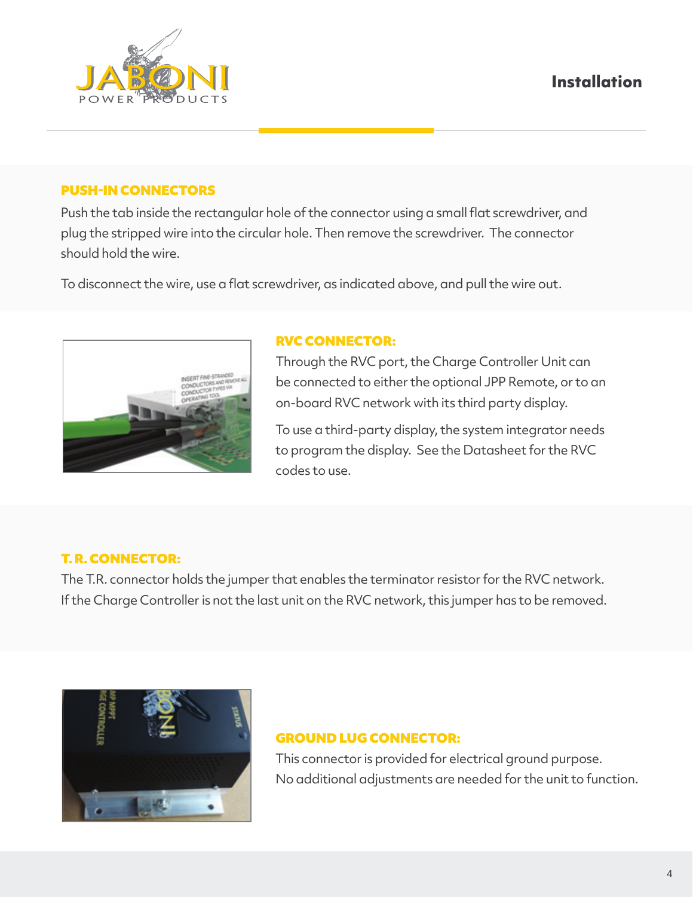# Installation

### PUSH-IN CONNECTORS

Push the tab inside the rectangular hole of the connector using a small flat screwdriver, and plug the stripped wire into the circular hole. Then remove the screwdriver. The connector should hold the wire.

To disconnect the wire, use a flat screwdriver, as indicated above, and pull the wire out.

### RVC CONNECTOR:

Through the RVC port, the Charge Controller Unit can be connected to either the optional JPP Remote, or to an on-board RVC network with its third party display.

To use a third-party display, the system integrator needs to program the display. See the Datasheet for the RVC codes to use.

### T. R. CONNECTOR:

The T.R. connector holds the jumper that enables the terminator resistor for the RVC network. If the Charge Controller is not the last unit on the RVC network, this jumper has to be removed.

### GROUND LUG CONNECTOR:

This connector is provided for electrical ground purpose. No additional adjustments are needed for the unit to function.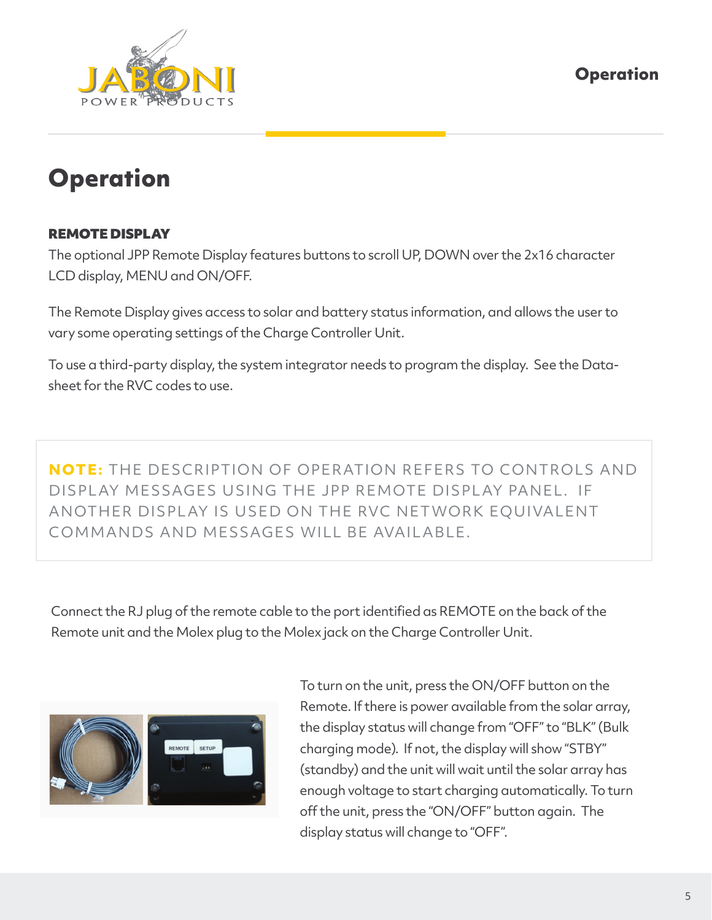# Operation

### REMOTE DISPLAY

The optional JPP Remote Display features buttons to scroll UP, DOWN over the 2x16 character LCD display, MENU and ON/OFF.

The Remote Display gives access to solar and battery status information, and allows the user to vary some operating settings of the Charge Controller Unit.

To use a third-party display, the system integrator needs to program the display. See the Data-sheet for the RVC codes to use.

> **NOTE:** THE DESCRIPTION OF OPERATION REFERS TO CONTROLS AND DISPLAY MESSAGES USING THE JPP REMOTE DISPLAY PANEL. IF ANOTHER DISPLAY IS USED ON THE RVC NETWORK EQUIVALENT COMMANDS AND MESSAGES WILL BE AVAILABLE.

Connect the RJ plug of the remote cable to the port identified as REMOTE on the back of the Remote unit and the Molex plug to the Molex jack on the Charge Controller Unit.

To turn on the unit, press the ON/OFF button on the Remote. If there is power available from the solar array, the display status will change from "OFF" to "BLK" (Bulk charging mode). If not, the display will show "STBY" (standby) and the unit will wait until the solar array has enough voltage to start charging automatically. To turn off the unit, press the "ON/OFF" button again. The display status will change to "OFF".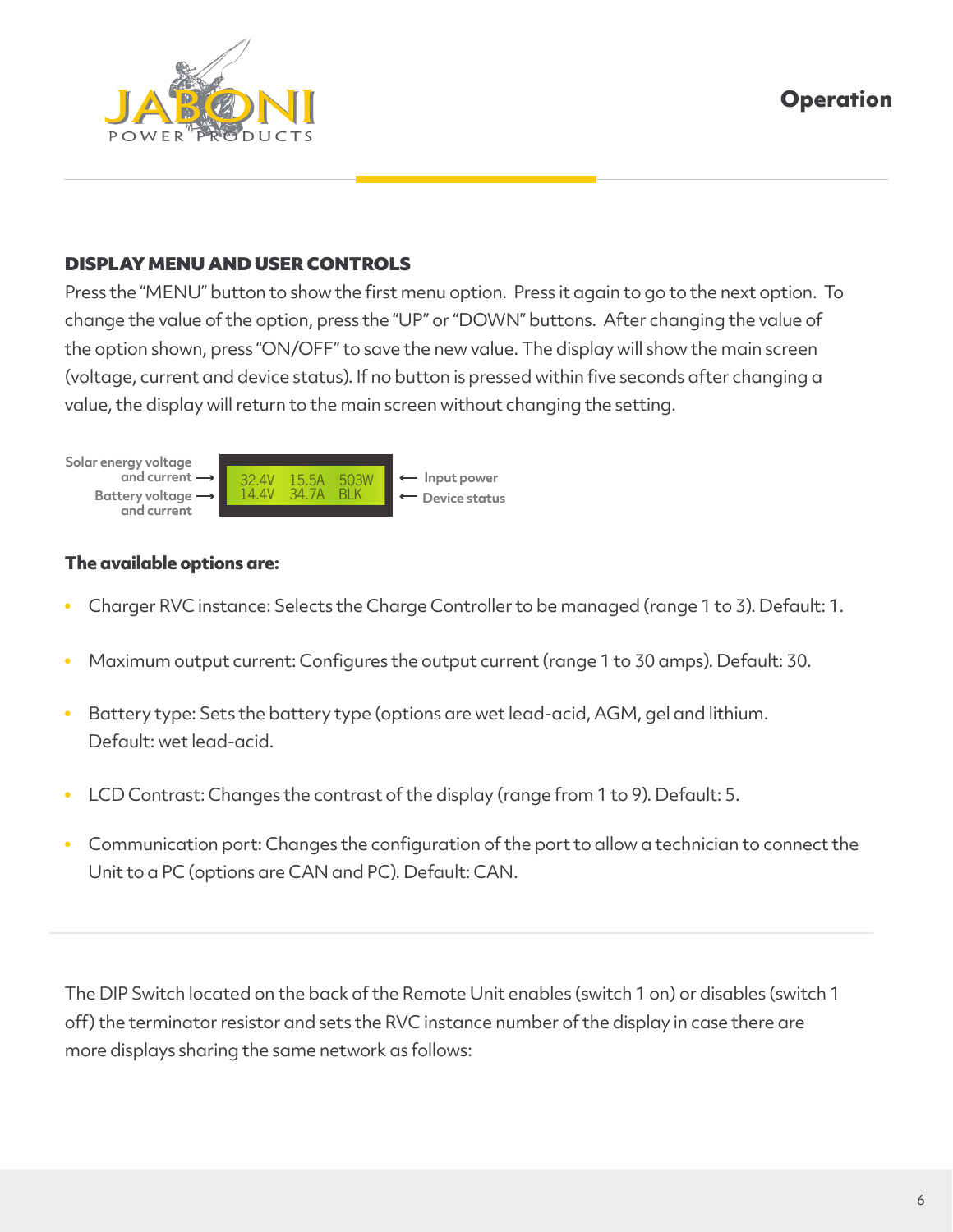## DISPLAY MENU AND USER CONTROLS

Press the "MENU" button to show the first menu option. Press it again to go to the next option. To change the value of the option, press the "UP" or "DOWN" buttons. After changing the value of the option shown, press "ON/OFF" to save the new value. The display will show the main screen (voltage, current and device status). If no button is pressed within five seconds after changing a value, the display will return to the main screen without changing the setting.

Solar energy voltage and current → 32.4V 15.5A 503W ← Input power

Battery voltage and current → 14.4V 34.7A BLK ← Device status

**The available options are:**

- Charger RVC instance: Selects the Charge Controller to be managed (range 1 to 3). Default: 1.
- Maximum output current: Configures the output current (range 1 to 30 amps). Default: 30.
- Battery type: Sets the battery type (options are wet lead-acid, AGM, gel and lithium. Default: wet lead-acid.
- LCD Contrast: Changes the contrast of the display (range from 1 to 9). Default: 5.
- Communication port: Changes the configuration of the port to allow a technician to connect the Unit to a PC (options are CAN and PC). Default: CAN.

---

The DIP Switch located on the back of the Remote Unit enables (switch 1 on) or disables (switch 1 off) the terminator resistor and sets the RVC instance number of the display in case there are more displays sharing the same network as follows: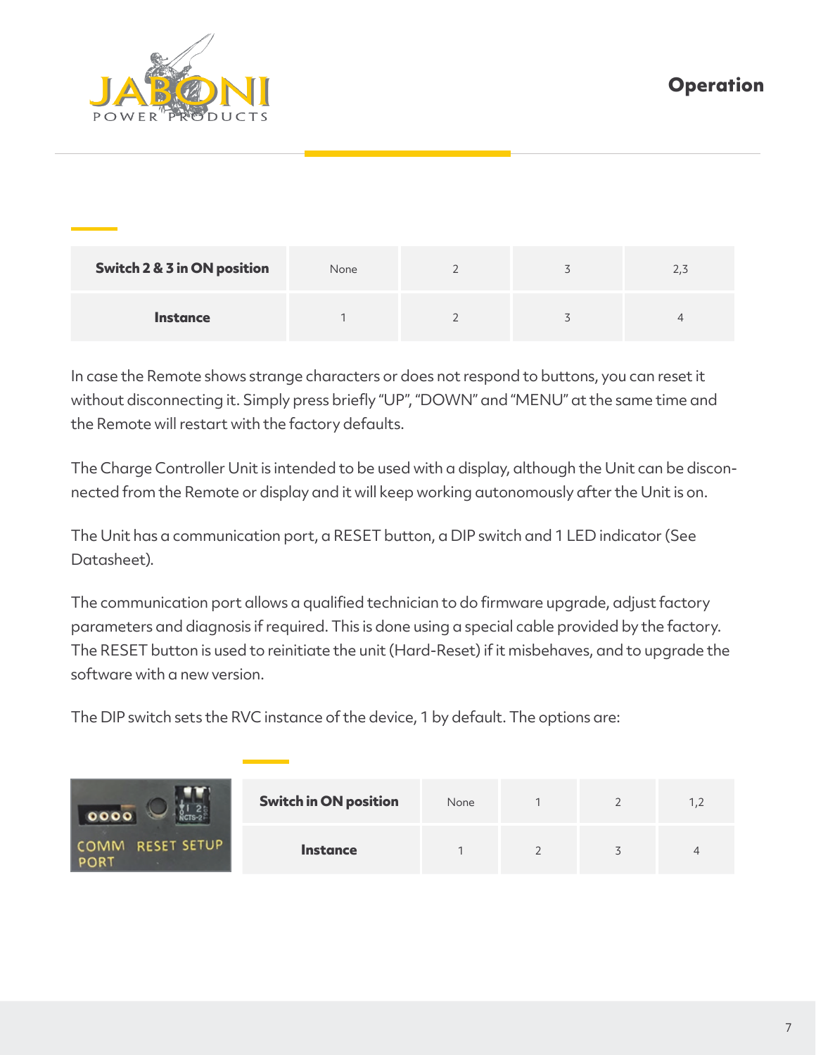| Switch 2 & 3 in ON position | None | 2 | 3 | 2,3 |
|---|---|---|---|---|
| Instance | 1 | 2 | 3 | 4 |

In case the Remote shows strange characters or does not respond to buttons, you can reset it without disconnecting it. Simply press briefly "UP", "DOWN" and "MENU" at the same time and the Remote will restart with the factory defaults.

The Charge Controller Unit is intended to be used with a display, although the Unit can be disconnected from the Remote or display and it will keep working autonomously after the Unit is on.

The Unit has a communication port, a RESET button, a DIP switch and 1 LED indicator (See Datasheet).

The communication port allows a qualified technician to do firmware upgrade, adjust factory parameters and diagnosis if required. This is done using a special cable provided by the factory. The RESET button is used to reinitiate the unit (Hard-Reset) if it misbehaves, and to upgrade the software with a new version.

The DIP switch sets the RVC instance of the device, 1 by default. The options are:

| Switch in ON position | None | 1 | 2 | 1,2 |
|---|---|---|---|---|
| Instance | 1 | 2 | 3 | 4 |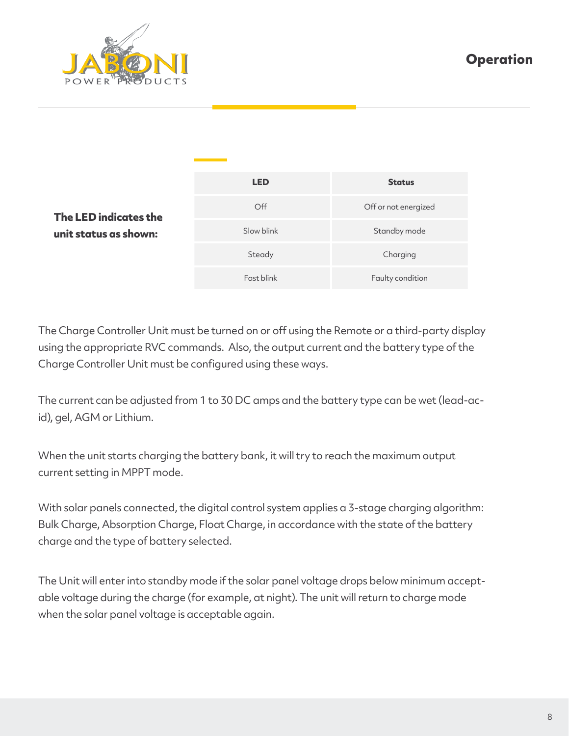# Operation

**The LED indicates the unit status as shown:**

| LED | Status |
| --- | --- |
| Off | Off or not energized |
| Slow blink | Standby mode |
| Steady | Charging |
| Fast blink | Faulty condition |

The Charge Controller Unit must be turned on or off using the Remote or a third-party display using the appropriate RVC commands. Also, the output current and the battery type of the Charge Controller Unit must be configured using these ways.

The current can be adjusted from 1 to 30 DC amps and the battery type can be wet (lead-acid), gel, AGM or Lithium.

When the unit starts charging the battery bank, it will try to reach the maximum output current setting in MPPT mode.

With solar panels connected, the digital control system applies a 3-stage charging algorithm: Bulk Charge, Absorption Charge, Float Charge, in accordance with the state of the battery charge and the type of battery selected.

The Unit will enter into standby mode if the solar panel voltage drops below minimum acceptable voltage during the charge (for example, at night). The unit will return to charge mode when the solar panel voltage is acceptable again.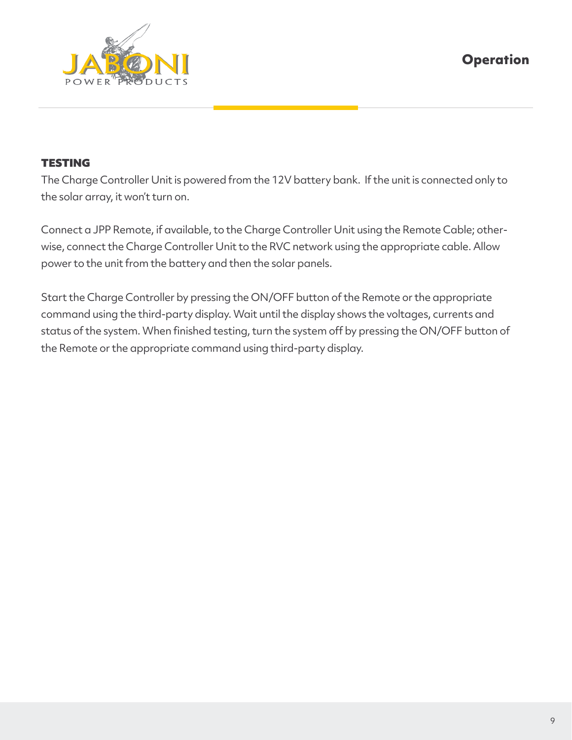## TESTING

The Charge Controller Unit is powered from the 12V battery bank. If the unit is connected only to the solar array, it won't turn on.

Connect a JPP Remote, if available, to the Charge Controller Unit using the Remote Cable; otherwise, connect the Charge Controller Unit to the RVC network using the appropriate cable. Allow power to the unit from the battery and then the solar panels.

Start the Charge Controller by pressing the ON/OFF button of the Remote or the appropriate command using the third-party display. Wait until the display shows the voltages, currents and status of the system. When finished testing, turn the system off by pressing the ON/OFF button of the Remote or the appropriate command using third-party display.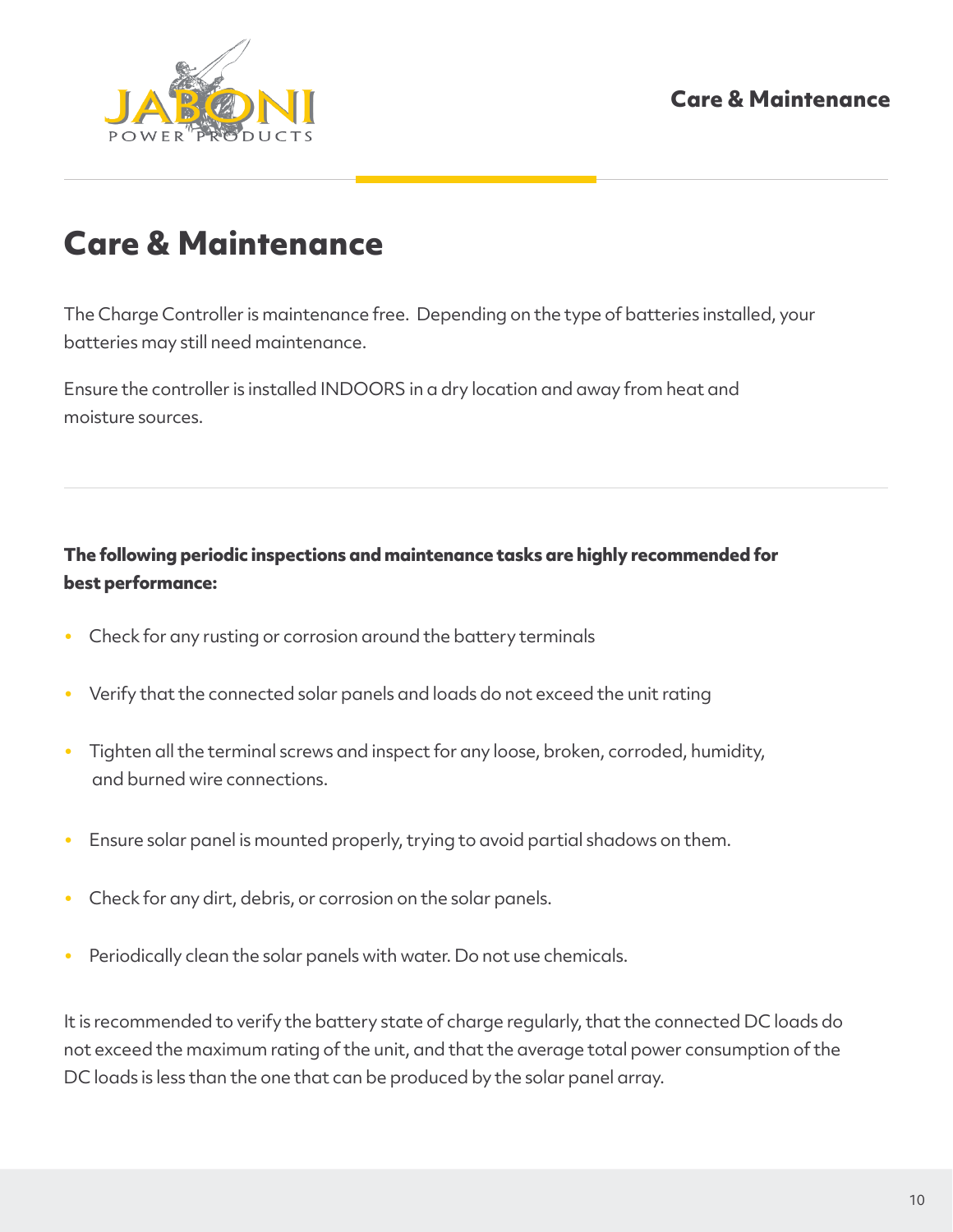# Care & Maintenance

The Charge Controller is maintenance free. Depending on the type of batteries installed, your batteries may still need maintenance.

Ensure the controller is installed INDOORS in a dry location and away from heat and moisture sources.

**The following periodic inspections and maintenance tasks are highly recommended for best performance:**

- Check for any rusting or corrosion around the battery terminals
- Verify that the connected solar panels and loads do not exceed the unit rating
- Tighten all the terminal screws and inspect for any loose, broken, corroded, humidity, and burned wire connections.
- Ensure solar panel is mounted properly, trying to avoid partial shadows on them.
- Check for any dirt, debris, or corrosion on the solar panels.
- Periodically clean the solar panels with water. Do not use chemicals.

It is recommended to verify the battery state of charge regularly, that the connected DC loads do not exceed the maximum rating of the unit, and that the average total power consumption of the DC loads is less than the one that can be produced by the solar panel array.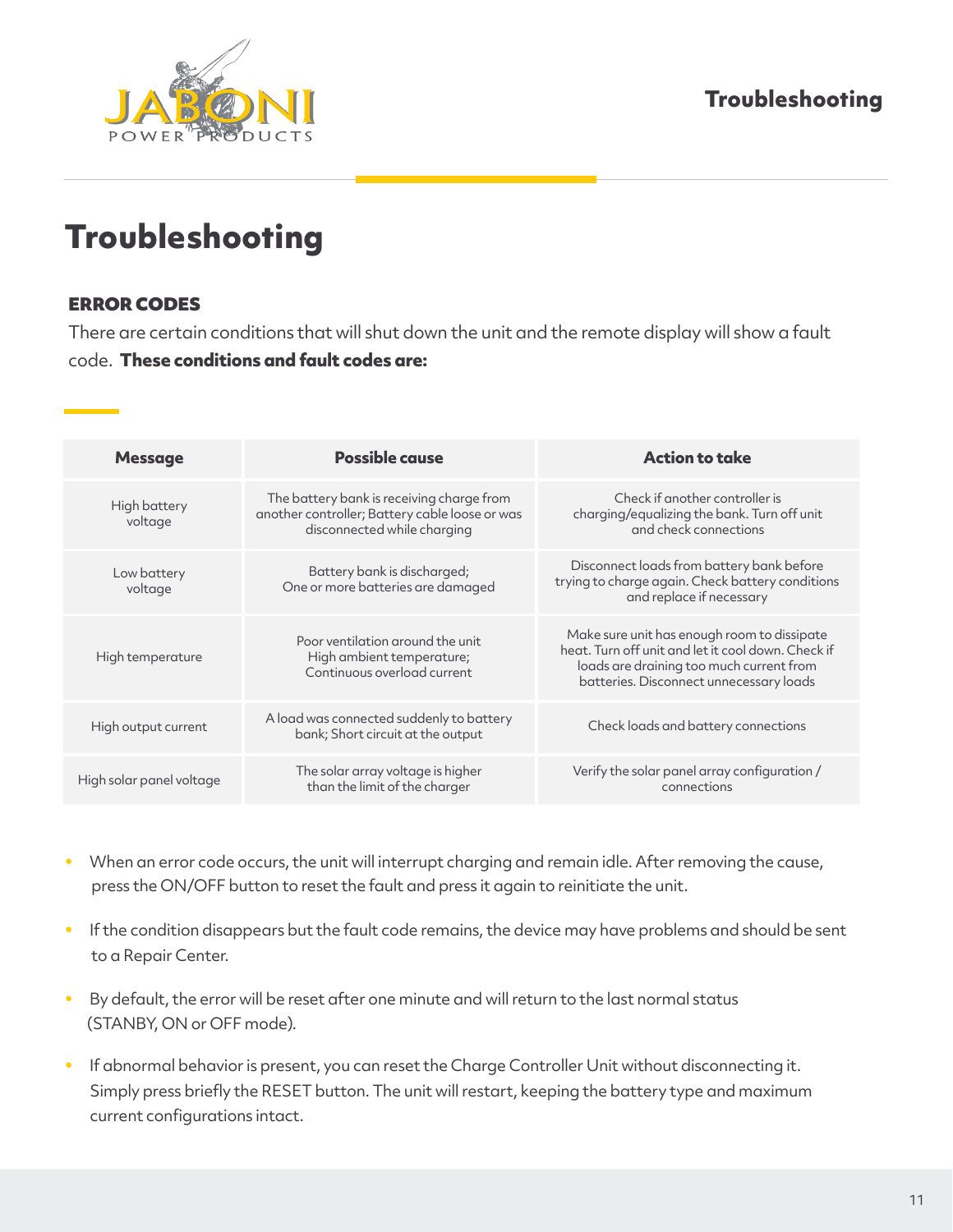# Troubleshooting

### ERROR CODES

There are certain conditions that will shut down the unit and the remote display will show a fault code. **These conditions and fault codes are:**

| Message | Possible cause | Action to take |
|---|---|---|
| High battery voltage | The battery bank is receiving charge from another controller; Battery cable loose or was disconnected while charging | Check if another controller is charging/equalizing the bank. Turn off unit and check connections |
| Low battery voltage | Battery bank is discharged; One or more batteries are damaged | Disconnect loads from battery bank before trying to charge again. Check battery conditions and replace if necessary |
| High temperature | Poor ventilation around the unit High ambient temperature; Continuous overload current | Make sure unit has enough room to dissipate heat. Turn off unit and let it cool down. Check if loads are draining too much current from batteries. Disconnect unnecessary loads |
| High output current | A load was connected suddenly to battery bank; Short circuit at the output | Check loads and battery connections |
| High solar panel voltage | The solar array voltage is higher than the limit of the charger | Verify the solar panel array configuration / connections |

- When an error code occurs, the unit will interrupt charging and remain idle. After removing the cause, press the ON/OFF button to reset the fault and press it again to reinitiate the unit.
- If the condition disappears but the fault code remains, the device may have problems and should be sent to a Repair Center.
- By default, the error will be reset after one minute and will return to the last normal status (STANBY, ON or OFF mode).
- If abnormal behavior is present, you can reset the Charge Controller Unit without disconnecting it. Simply press briefly the RESET button. The unit will restart, keeping the battery type and maximum current configurations intact.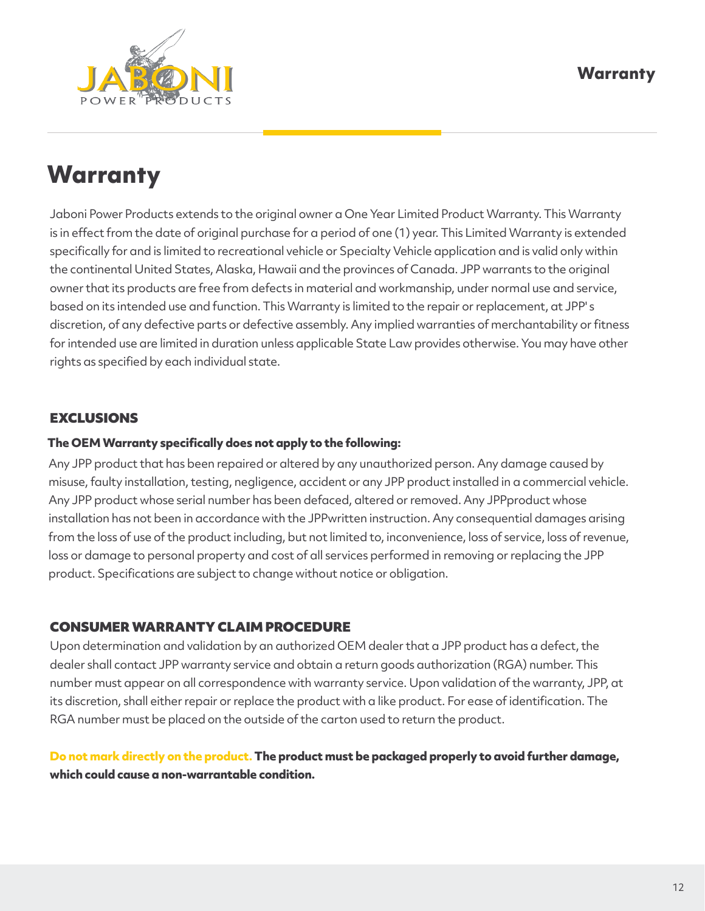# Warranty

Jaboni Power Products extends to the original owner a One Year Limited Product Warranty. This Warranty is in effect from the date of original purchase for a period of one (1) year. This Limited Warranty is extended specifically for and is limited to recreational vehicle or Specialty Vehicle application and is valid only within the continental United States, Alaska, Hawaii and the provinces of Canada. JPP warrants to the original owner that its products are free from defects in material and workmanship, under normal use and service, based on its intended use and function. This Warranty is limited to the repair or replacement, at JPP' s discretion, of any defective parts or defective assembly. Any implied warranties of merchantability or fitness for intended use are limited in duration unless applicable State Law provides otherwise. You may have other rights as specified by each individual state.

## EXCLUSIONS

**The OEM Warranty specifically does not apply to the following:**

Any JPP product that has been repaired or altered by any unauthorized person. Any damage caused by misuse, faulty installation, testing, negligence, accident or any JPP product installed in a commercial vehicle. Any JPP product whose serial number has been defaced, altered or removed. Any JPPproduct whose installation has not been in accordance with the JPPwritten instruction. Any consequential damages arising from the loss of use of the product including, but not limited to, inconvenience, loss of service, loss of revenue, loss or damage to personal property and cost of all services performed in removing or replacing the JPP product. Specifications are subject to change without notice or obligation.

## CONSUMER WARRANTY CLAIM PROCEDURE

Upon determination and validation by an authorized OEM dealer that a JPP product has a defect, the dealer shall contact JPP warranty service and obtain a return goods authorization (RGA) number. This number must appear on all correspondence with warranty service. Upon validation of the warranty, JPP, at its discretion, shall either repair or replace the product with a like product. For ease of identification. The RGA number must be placed on the outside of the carton used to return the product.

**Do not mark directly on the product. The product must be packaged properly to avoid further damage, which could cause a non-warrantable condition.**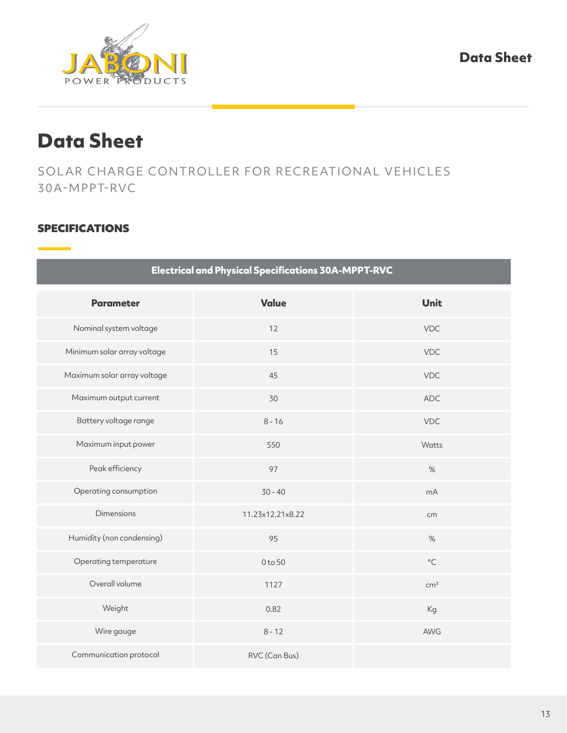# Data Sheet

SOLAR CHARGE CONTROLLER FOR RECREATIONAL VEHICLES
30A-MPPT-RVC

## SPECIFICATIONS

| Electrical and Physical Specifications 30A-MPPT-RVC | | |
|---|---|---|
| **Parameter** | **Value** | **Unit** |
| Nominal system voltage | 12 | VDC |
| Minimum solar array voltage | 15 | VDC |
| Maximum solar array voltage | 45 | VDC |
| Maximum output current | 30 | ADC |
| Battery voltage range | 8 - 16 | VDC |
| Maximum input power | 550 | Watts |
| Peak efficiency | 97 | % |
| Operating consumption | 30 - 40 | mA |
| Dimensions | 11.23x12.21x8.22 | cm |
| Humidity (non condensing) | 95 | % |
| Operating temperature | 0 to 50 | °C |
| Overall volume | 1127 | $cm^3$ |
| Weight | 0.82 | Kg |
| Wire gauge | 8 - 12 | AWG |
| Communication protocol | RVC (Can Bus) | |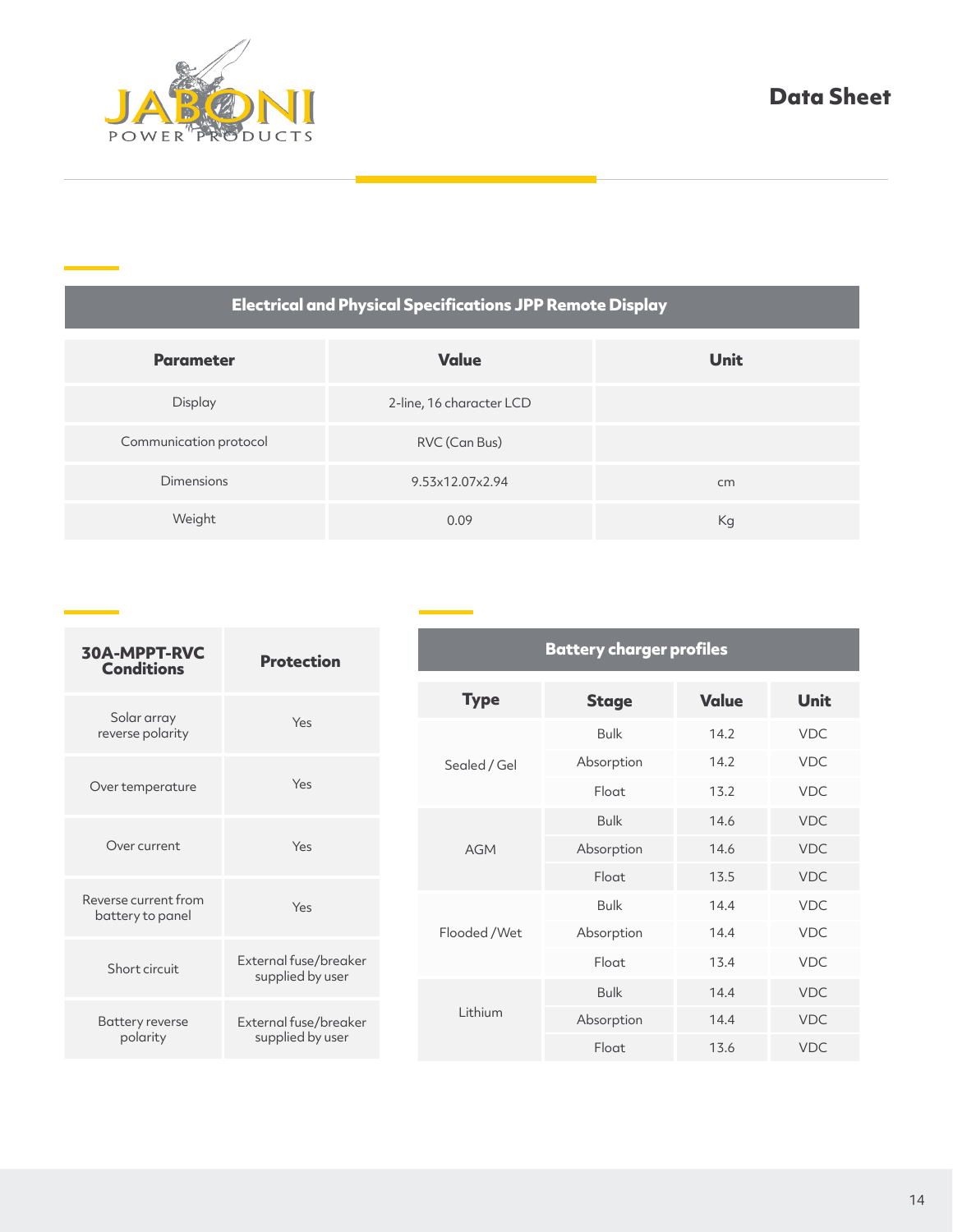# Data Sheet

## Electrical and Physical Specifications JPP Remote Display

| Parameter | Value | Unit |
|---|---|---|
| Display | 2-line, 16 character LCD | |
| Communication protocol | RVC (Can Bus) | |
| Dimensions | 9.53x12.07x2.94 | cm |
| Weight | 0.09 | Kg |

| 30A-MPPT-RVC Conditions | Protection |
|---|---|
| Solar array reverse polarity | Yes |
| Over temperature | Yes |
| Over current | Yes |
| Reverse current from battery to panel | Yes |
| Short circuit | External fuse/breaker supplied by user |
| Battery reverse polarity | External fuse/breaker supplied by user |

## Battery charger profiles

| Type | Stage | Value | Unit |
|---|---|---|---|
| Sealed / Gel | Bulk | 14.2 | VDC |
| | Absorption | 14.2 | VDC |
| | Float | 13.2 | VDC |
| AGM | Bulk | 14.6 | VDC |
| | Absorption | 14.6 | VDC |
| | Float | 13.5 | VDC |
| Flooded /Wet | Bulk | 14.4 | VDC |
| | Absorption | 14.4 | VDC |
| | Float | 13.4 | VDC |
| Lithium | Bulk | 14.4 | VDC |
| | Absorption | 14.4 | VDC |
| | Float | 13.6 | VDC |